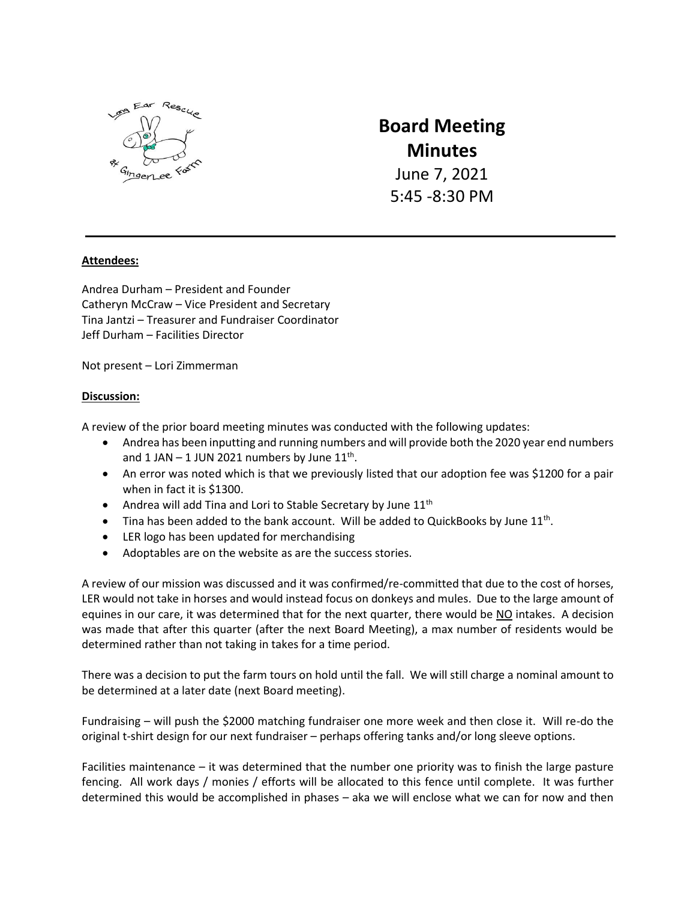# Board Meeting Minutes

June 7, 2021

5:45 -8:30 PM

---

**Attendees:**

Andrea Durham – President and Founder
Catheryn McCraw – Vice President and Secretary
Tina Jantzi – Treasurer and Fundraiser Coordinator
Jeff Durham – Facilities Director

Not present – Lori Zimmerman

**Discussion:**

A review of the prior board meeting minutes was conducted with the following updates:

- Andrea has been inputting and running numbers and will provide both the 2020 year end numbers and 1 JAN – 1 JUN 2021 numbers by June 11th.
- An error was noted which is that we previously listed that our adoption fee was $1200 for a pair when in fact it is $1300.
- Andrea will add Tina and Lori to Stable Secretary by June 11th
- Tina has been added to the bank account. Will be added to QuickBooks by June 11th.
- LER logo has been updated for merchandising
- Adoptables are on the website as are the success stories.

A review of our mission was discussed and it was confirmed/re-committed that due to the cost of horses, LER would not take in horses and would instead focus on donkeys and mules. Due to the large amount of equines in our care, it was determined that for the next quarter, there would be NO intakes. A decision was made that after this quarter (after the next Board Meeting), a max number of residents would be determined rather than not taking in takes for a time period.

There was a decision to put the farm tours on hold until the fall. We will still charge a nominal amount to be determined at a later date (next Board meeting).

Fundraising – will push the $2000 matching fundraiser one more week and then close it. Will re-do the original t-shirt design for our next fundraiser – perhaps offering tanks and/or long sleeve options.

Facilities maintenance – it was determined that the number one priority was to finish the large pasture fencing. All work days / monies / efforts will be allocated to this fence until complete. It was further determined this would be accomplished in phases – aka we will enclose what we can for now and then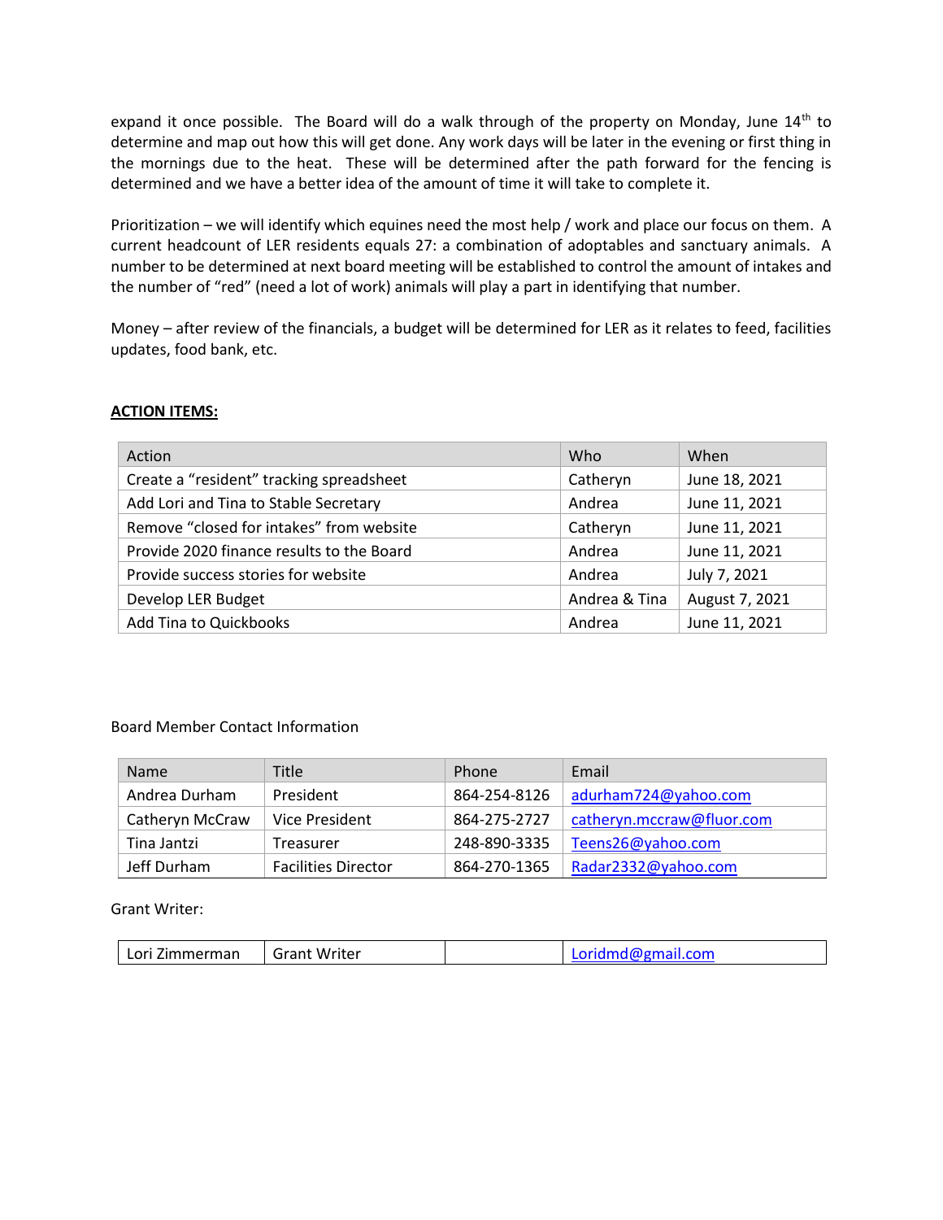expand it once possible. The Board will do a walk through of the property on Monday, June 14th to determine and map out how this will get done. Any work days will be later in the evening or first thing in the mornings due to the heat. These will be determined after the path forward for the fencing is determined and we have a better idea of the amount of time it will take to complete it.

Prioritization – we will identify which equines need the most help / work and place our focus on them. A current headcount of LER residents equals 27: a combination of adoptables and sanctuary animals. A number to be determined at next board meeting will be established to control the amount of intakes and the number of "red" (need a lot of work) animals will play a part in identifying that number.

Money – after review of the financials, a budget will be determined for LER as it relates to feed, facilities updates, food bank, etc.

**ACTION ITEMS:**

| Action | Who | When |
|---|---|---|
| Create a "resident" tracking spreadsheet | Catheryn | June 18, 2021 |
| Add Lori and Tina to Stable Secretary | Andrea | June 11, 2021 |
| Remove "closed for intakes" from website | Catheryn | June 11, 2021 |
| Provide 2020 finance results to the Board | Andrea | June 11, 2021 |
| Provide success stories for website | Andrea | July 7, 2021 |
| Develop LER Budget | Andrea & Tina | August 7, 2021 |
| Add Tina to Quickbooks | Andrea | June 11, 2021 |

Board Member Contact Information

| Name | Title | Phone | Email |
|---|---|---|---|
| Andrea Durham | President | 864-254-8126 | adurham724@yahoo.com |
| Catheryn McCraw | Vice President | 864-275-2727 | catheryn.mccraw@fluor.com |
| Tina Jantzi | Treasurer | 248-890-3335 | Teens26@yahoo.com |
| Jeff Durham | Facilities Director | 864-270-1365 | Radar2332@yahoo.com |

Grant Writer:

| | | | |
|---|---|---|---|
| Lori Zimmerman | Grant Writer | | Loridmd@gmail.com |